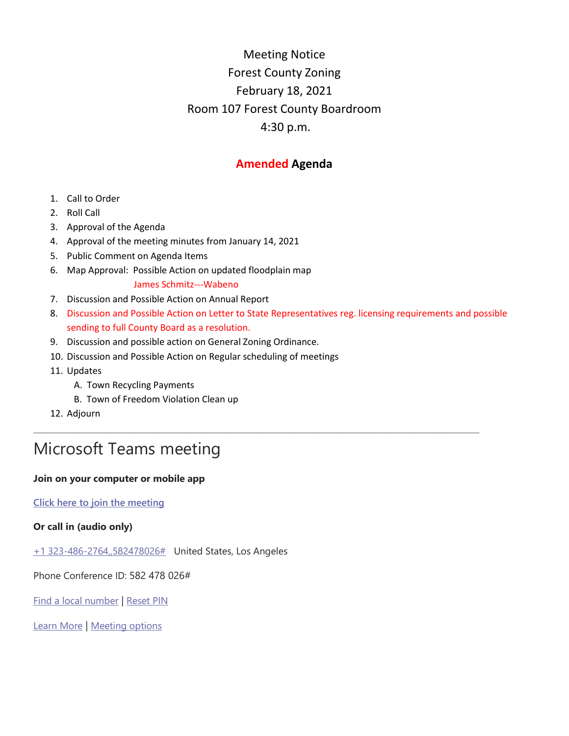# Meeting Notice

Forest County Zoning

February 18, 2021

Room 107 Forest County Boardroom

4:30 p.m.

## Amended Agenda

1. Call to Order
2. Roll Call
3. Approval of the Agenda
4. Approval of the meeting minutes from January 14, 2021
5. Public Comment on Agenda Items
6. Map Approval: Possible Action on updated floodplain map

   James Schmitz---Wabeno
7. Discussion and Possible Action on Annual Report
8. Discussion and Possible Action on Letter to State Representatives reg. licensing requirements and possible sending to full County Board as a resolution.
9. Discussion and possible action on General Zoning Ordinance.
10. Discussion and Possible Action on Regular scheduling of meetings
11. Updates
    A. Town Recycling Payments
    B. Town of Freedom Violation Clean up
12. Adjourn

---

# Microsoft Teams meeting

**Join on your computer or mobile app**

Click here to join the meeting

**Or call in (audio only)**

+1 323-486-2764,,582478026# United States, Los Angeles

Phone Conference ID: 582 478 026#

Find a local number | Reset PIN

Learn More | Meeting options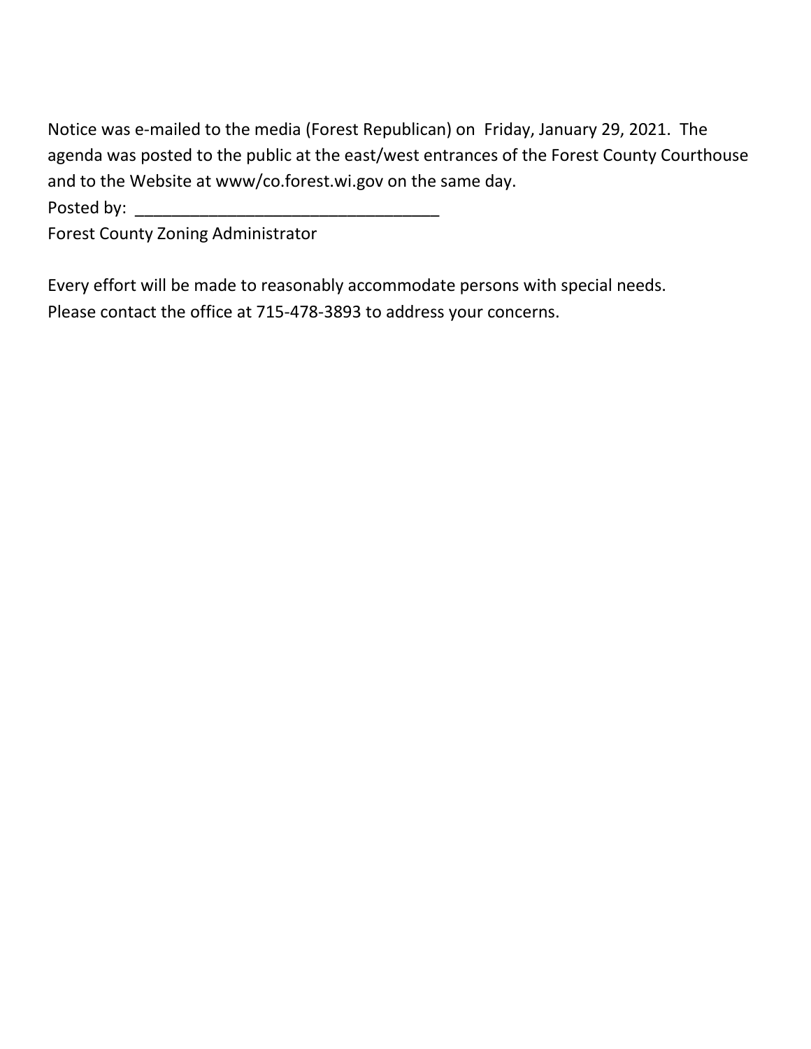Notice was e-mailed to the media (Forest Republican) on Friday, January 29, 2021. The agenda was posted to the public at the east/west entrances of the Forest County Courthouse and to the Website at www/co.forest.wi.gov on the same day.

Posted by: _________________________________

Forest County Zoning Administrator

Every effort will be made to reasonably accommodate persons with special needs. Please contact the office at 715-478-3893 to address your concerns.